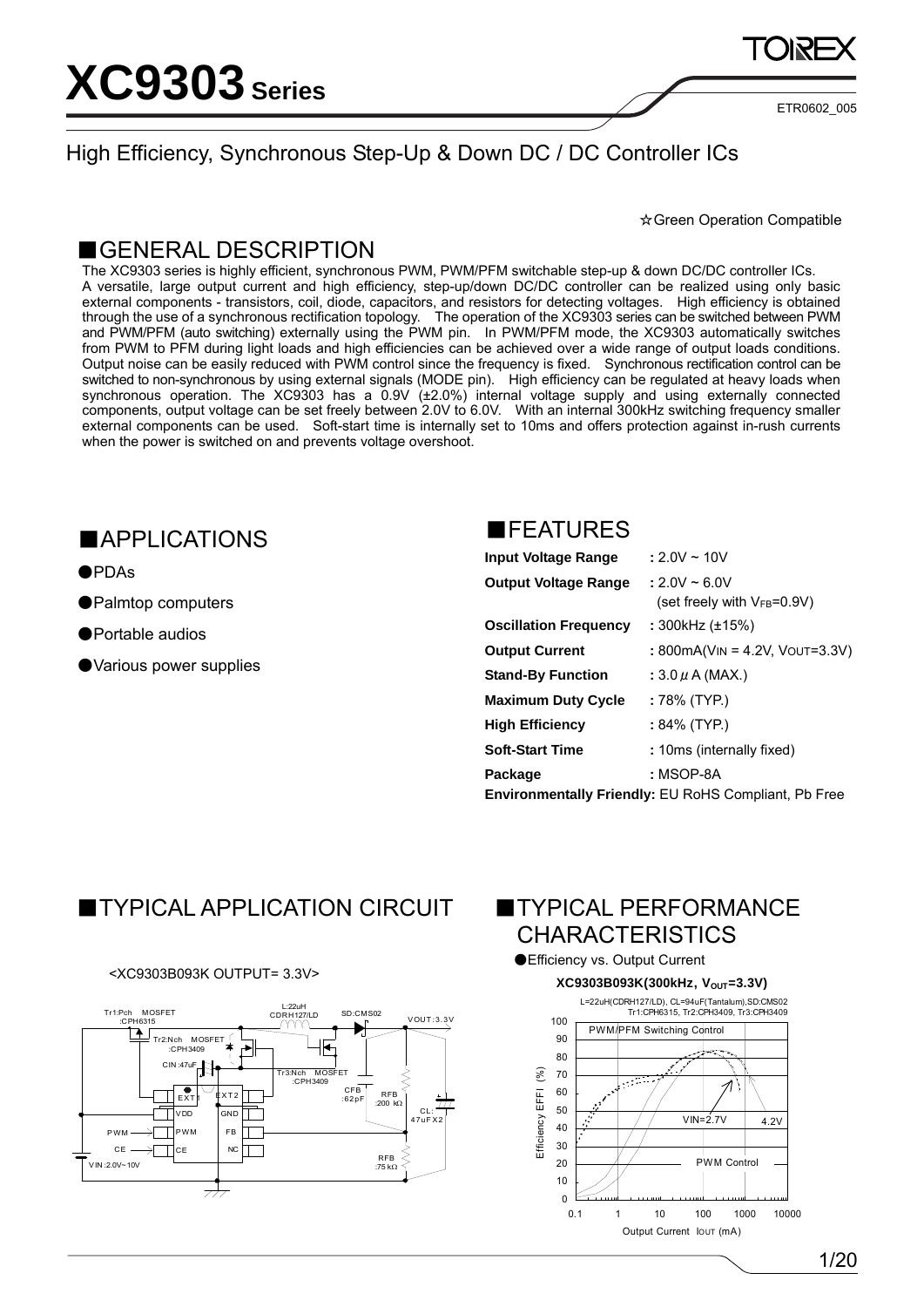# XC9303 Series

ETR0602_005

## High Efficiency, Synchronous Step-Up & Down DC / DC Controller ICs

☆Green Operation Compatible

## ■GENERAL DESCRIPTION

The XC9303 series is highly efficient, synchronous PWM, PWM/PFM switchable step-up & down DC/DC controller ICs. A versatile, large output current and high efficiency, step-up/down DC/DC controller can be realized using only basic external components - transistors, coil, diode, capacitors, and resistors for detecting voltages. High efficiency is obtained through the use of a synchronous rectification topology. The operation of the XC9303 series can be switched between PWM and PWM/PFM (auto switching) externally using the PWM pin. In PWM/PFM mode, the XC9303 automatically switches from PWM to PFM during light loads and high efficiencies can be achieved over a wide range of output loads conditions. Output noise can be easily reduced with PWM control since the frequency is fixed. Synchronous rectification control can be switched to non-synchronous by using external signals (MODE pin). High efficiency can be regulated at heavy loads when synchronous operation. The XC9303 has a 0.9V (±2.0%) internal voltage supply and using externally connected components, output voltage can be set freely between 2.0V to 6.0V. With an internal 300kHz switching frequency smaller external components can be used. Soft-start time is internally set to 10ms and offers protection against in-rush currents when the power is switched on and prevents voltage overshoot.

## ■APPLICATIONS

- ●PDAs
- ●Palmtop computers
- ●Portable audios
- ●Various power supplies

## ■FEATURES

| | |
|---|---|
| **Input Voltage Range** | : 2.0V ~ 10V |
| **Output Voltage Range** | : 2.0V ~ 6.0V (set freely with $V_{FB}$=0.9V) |
| **Oscillation Frequency** | : 300kHz (±15%) |
| **Output Current** | : 800mA($V_{IN}$ = 4.2V, $V_{OUT}$=3.3V) |
| **Stand-By Function** | : 3.0 μA (MAX.) |
| **Maximum Duty Cycle** | : 78% (TYP.) |
| **High Efficiency** | : 84% (TYP.) |
| **Soft-Start Time** | : 10ms (internally fixed) |
| **Package** | : MSOP-8A |

**Environmentally Friendly:** EU RoHS Compliant, Pb Free

## ■TYPICAL APPLICATION CIRCUIT

<XC9303B093K OUTPUT= 3.3V>

Tr1:Pch MOSFET :CPH6315, Tr2:Nch MOSFET :CPH3409, Tr3:Nch MOSFET :CPH3409, L:22uH CDRH127/LD, SD:CMS02, CIN:47uF, CFB:62pF, RFB:200 kΩ, RFB:75 kΩ, CL:47uF X2, VOUT:3.3V, VIN:2.0V~10V

Pins: EXT1, EXT2, VDD, GND, PWM, FB, CE, NC

## ■TYPICAL PERFORMANCE CHARACTERISTICS

●Efficiency vs. Output Current

**XC9303B093K(300kHz, $V_{OUT}$=3.3V)**

L=22uH(CDRH127/LD), CL=94uF(Tantalum),SD:CMS02
Tr1:CPH6315, Tr2:CPH3409, Tr3:CPH3409

PWM/PFM Switching Control; PWM Control; VIN=2.7V; 4.2V

Efficiency EFFI (%) vs. Output Current IOUT (mA)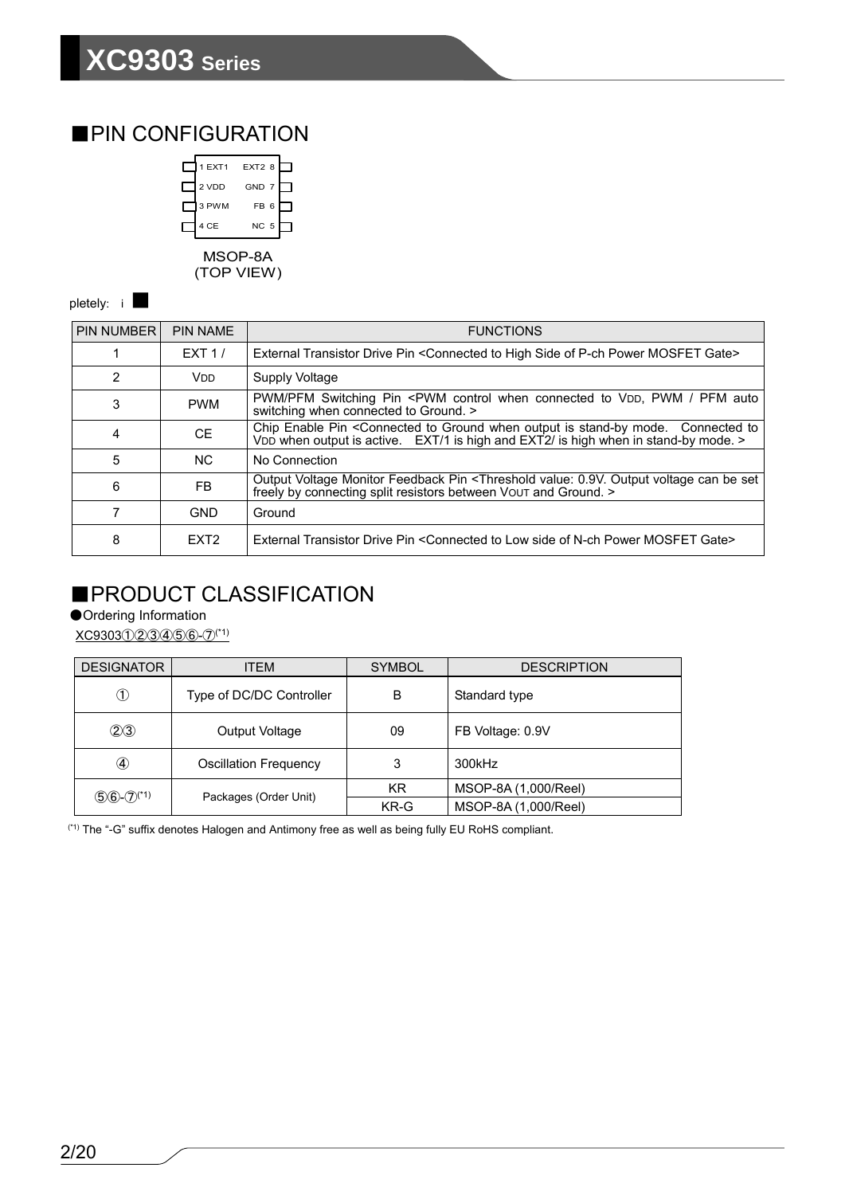## ■PIN CONFIGURATION

| | |
|---|---|
| 1 EXT1 | EXT2 8 |
| 2 VDD | GND 7 |
| 3 PWM | FB 6 |
| 4 CE | NC 5 |

MSOP-8A
(TOP VIEW)

pletely: i

| PIN NUMBER | PIN NAME | FUNCTIONS |
|---|---|---|
| 1 | EXT 1 / | External Transistor Drive Pin <Connected to High Side of P-ch Power MOSFET Gate> |
| 2 | $V_{DD}$ | Supply Voltage |
| 3 | PWM | PWM/PFM Switching Pin <PWM control when connected to $V_{DD}$, PWM / PFM auto switching when connected to Ground. > |
| 4 | CE | Chip Enable Pin <Connected to Ground when output is stand-by mode. Connected to $V_{DD}$ when output is active. EXT/1 is high and EXT2/ is high when in stand-by mode. > |
| 5 | NC | No Connection |
| 6 | FB | Output Voltage Monitor Feedback Pin <Threshold value: 0.9V. Output voltage can be set freely by connecting split resistors between $V_{OUT}$ and Ground. > |
| 7 | GND | Ground |
| 8 | EXT2 | External Transistor Drive Pin <Connected to Low side of N-ch Power MOSFET Gate> |

## ■PRODUCT CLASSIFICATION

●Ordering Information

XC9303①②③④⑤⑥-⑦(*1)

| DESIGNATOR | ITEM | SYMBOL | DESCRIPTION |
|---|---|---|---|
| ① | Type of DC/DC Controller | B | Standard type |
| ②③ | Output Voltage | 09 | FB Voltage: 0.9V |
| ④ | Oscillation Frequency | 3 | 300kHz |
| ⑤⑥-⑦(*1) | Packages (Order Unit) | KR | MSOP-8A (1,000/Reel) |
| | | KR-G | MSOP-8A (1,000/Reel) |

(*1) The "-G" suffix denotes Halogen and Antimony free as well as being fully EU RoHS compliant.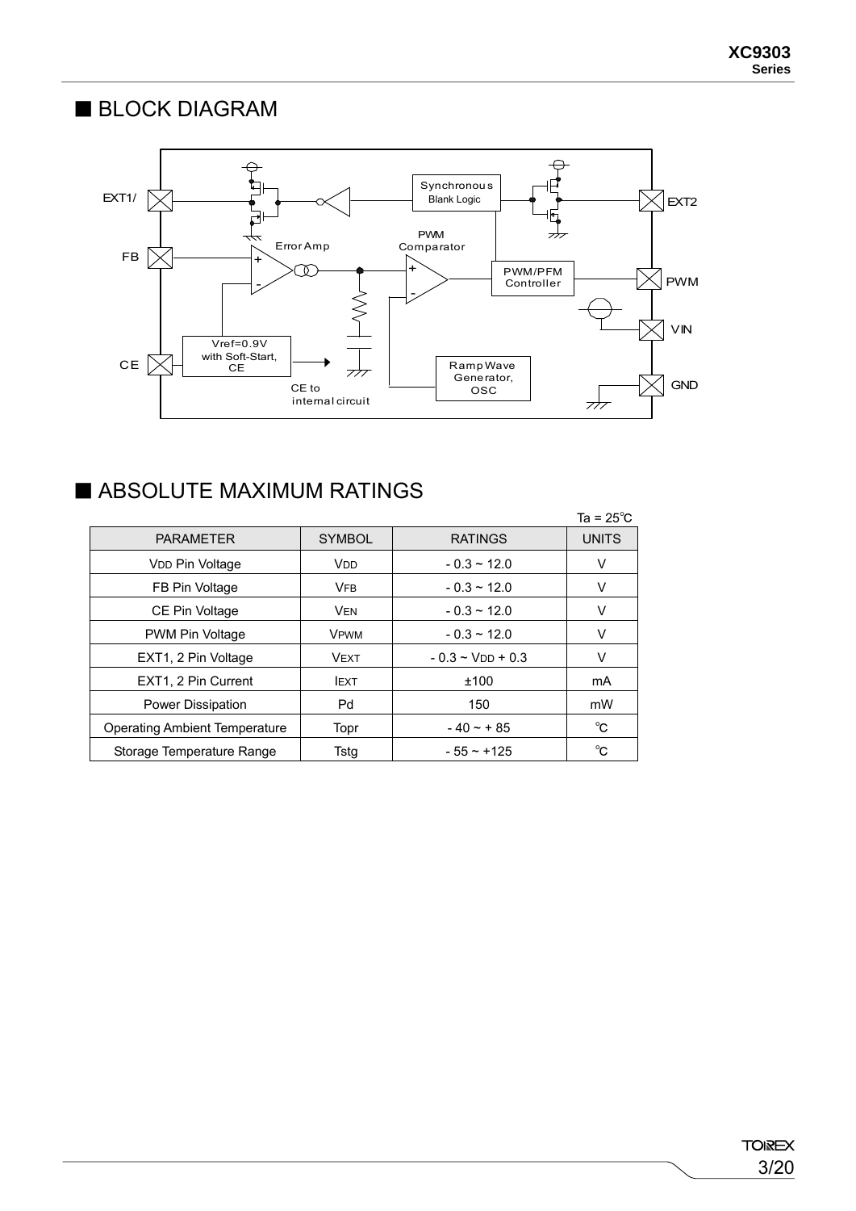## ■ BLOCK DIAGRAM

EXT1/ FB CE Error Amp PWM Comparator Synchronous Blank Logic PWM/PFM Controller EXT2 PWM VIN GND Vref=0.9V with Soft-Start, CE CE to internal circuit Ramp Wave Generator, OSC

## ■ ABSOLUTE MAXIMUM RATINGS

Ta = 25℃

| PARAMETER | SYMBOL | RATINGS | UNITS |
|---|---|---|---|
| $V_{DD}$ Pin Voltage | $V_{DD}$ | - 0.3 ~ 12.0 | V |
| FB Pin Voltage | $V_{FB}$ | - 0.3 ~ 12.0 | V |
| CE Pin Voltage | $V_{EN}$ | - 0.3 ~ 12.0 | V |
| PWM Pin Voltage | $V_{PWM}$ | - 0.3 ~ 12.0 | V |
| EXT1, 2 Pin Voltage | $V_{EXT}$ | - 0.3 ~ $V_{DD}$ + 0.3 | V |
| EXT1, 2 Pin Current | $I_{EXT}$ | ±100 | mA |
| Power Dissipation | Pd | 150 | mW |
| Operating Ambient Temperature | Topr | - 40 ~ + 85 | ℃ |
| Storage Temperature Range | Tstg | - 55 ~ +125 | ℃ |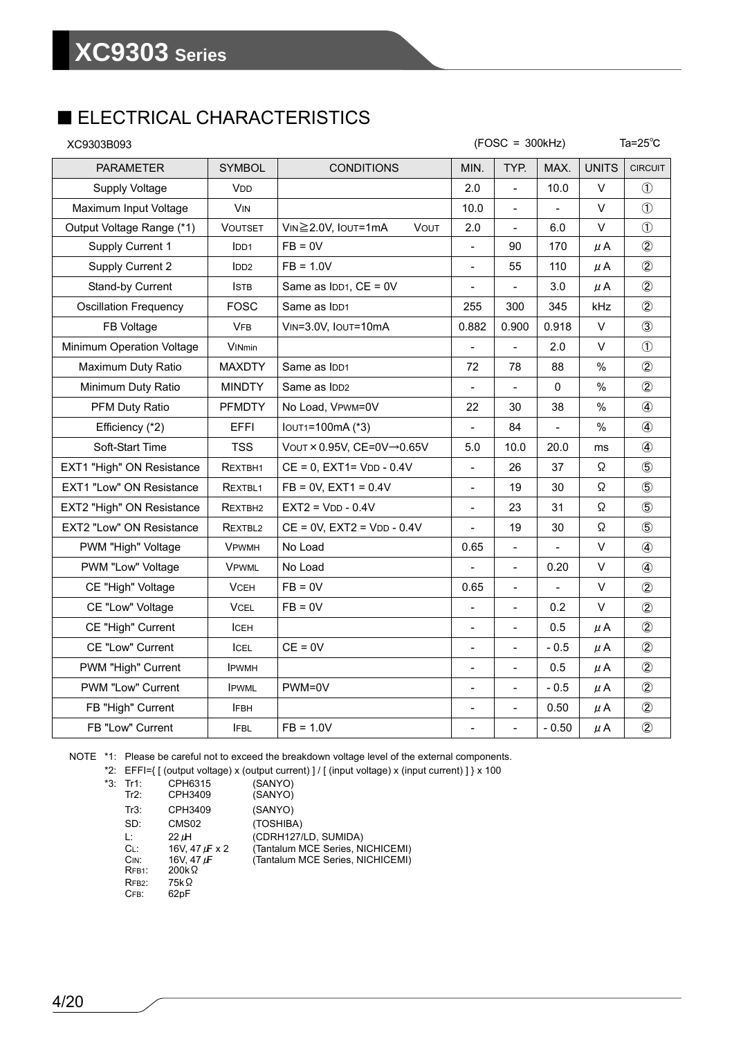## ■ ELECTRICAL CHARACTERISTICS

XC9303B093 (FOSC = 300kHz) Ta=25℃

| PARAMETER | SYMBOL | CONDITIONS | MIN. | TYP. | MAX. | UNITS | CIRCUIT |
|---|---|---|---|---|---|---|---|
| Supply Voltage | $V_{DD}$ | | 2.0 | - | 10.0 | V | ① |
| Maximum Input Voltage | $V_{IN}$ | | 10.0 | - | - | V | ① |
| Output Voltage Range (*1) | $V_{OUTSET}$ | $V_{IN}$≧2.0V, $I_{OUT}$=1mA $V_{OUT}$ | 2.0 | - | 6.0 | V | ① |
| Supply Current 1 | $I_{DD1}$ | FB = 0V | - | 90 | 170 | μA | ② |
| Supply Current 2 | $I_{DD2}$ | FB = 1.0V | - | 55 | 110 | μA | ② |
| Stand-by Current | $I_{STB}$ | Same as $I_{DD1}$, CE = 0V | - | - | 3.0 | μA | ② |
| Oscillation Frequency | FOSC | Same as $I_{DD1}$ | 255 | 300 | 345 | kHz | ② |
| FB Voltage | $V_{FB}$ | $V_{IN}$=3.0V, $I_{OUT}$=10mA | 0.882 | 0.900 | 0.918 | V | ③ |
| Minimum Operation Voltage | $V_{INmin}$ | | - | - | 2.0 | V | ① |
| Maximum Duty Ratio | MAXDTY | Same as $I_{DD1}$ | 72 | 78 | 88 | % | ② |
| Minimum Duty Ratio | MINDTY | Same as $I_{DD2}$ | - | - | 0 | % | ② |
| PFM Duty Ratio | PFMDTY | No Load, $V_{PWM}$=0V | 22 | 30 | 38 | % | ④ |
| Efficiency (*2) | EFFI | $I_{OUT1}$=100mA (*3) | - | 84 | - | % | ④ |
| Soft-Start Time | TSS | $V_{OUT}$×0.95V, CE=0V→0.65V | 5.0 | 10.0 | 20.0 | ms | ④ |
| EXT1 "High" ON Resistance | $R_{EXTBH1}$ | CE = 0, EXT1= $V_{DD}$ - 0.4V | - | 26 | 37 | Ω | ⑤ |
| EXT1 "Low" ON Resistance | $R_{EXTBL1}$ | FB = 0V, EXT1 = 0.4V | - | 19 | 30 | Ω | ⑤ |
| EXT2 "High" ON Resistance | $R_{EXTBH2}$ | EXT2 = $V_{DD}$ - 0.4V | - | 23 | 31 | Ω | ⑤ |
| EXT2 "Low" ON Resistance | $R_{EXTBL2}$ | CE = 0V, EXT2 = $V_{DD}$ - 0.4V | - | 19 | 30 | Ω | ⑤ |
| PWM "High" Voltage | $V_{PWMH}$ | No Load | 0.65 | - | - | V | ④ |
| PWM "Low" Voltage | $V_{PWML}$ | No Load | - | - | 0.20 | V | ④ |
| CE "High" Voltage | $V_{CEH}$ | FB = 0V | 0.65 | - | - | V | ② |
| CE "Low" Voltage | $V_{CEL}$ | FB = 0V | - | - | 0.2 | V | ② |
| CE "High" Current | $I_{CEH}$ | | - | - | 0.5 | μA | ② |
| CE "Low" Current | $I_{CEL}$ | CE = 0V | - | - | - 0.5 | μA | ② |
| PWM "High" Current | $I_{PWMH}$ | | - | - | 0.5 | μA | ② |
| PWM "Low" Current | $I_{PWML}$ | PWM=0V | - | - | - 0.5 | μA | ② |
| FB "High" Current | $I_{FBH}$ | | - | - | 0.50 | μA | ② |
| FB "Low" Current | $I_{FBL}$ | FB = 1.0V | - | - | - 0.50 | μA | ② |

NOTE *1: Please be careful not to exceed the breakdown voltage level of the external components.

*2: EFFI={ [ (output voltage) x (output current) ] / [ (input voltage) x (input current) ] } x 100

*3:

| | | |
|---|---|---|
| Tr1: | CPH6315 | (SANYO) |
| Tr2: | CPH3409 | (SANYO) |
| Tr3: | CPH3409 | (SANYO) |
| SD: | CMS02 | (TOSHIBA) |
| L: | 22 μH | (CDRH127/LD, SUMIDA) |
| $C_L$: | 16V, 47 μF x 2 | (Tantalum MCE Series, NICHICEMI) |
| $C_{IN}$: | 16V, 47 μF | (Tantalum MCE Series, NICHICEMI) |
| $R_{FB1}$: | 200kΩ | |
| $R_{FB2}$: | 75kΩ | |
| $C_{FB}$: | 62pF | |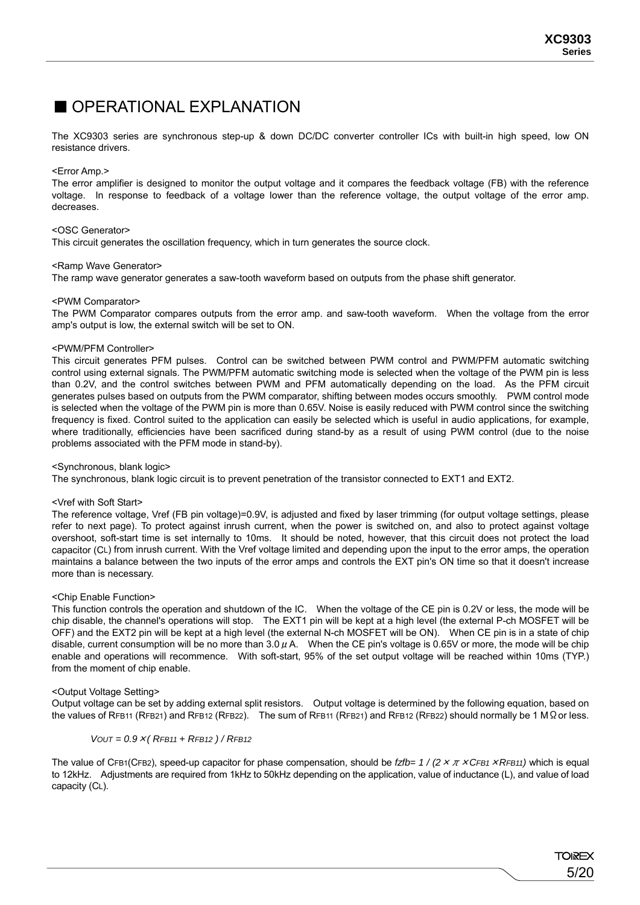# ■ OPERATIONAL EXPLANATION

The XC9303 series are synchronous step-up & down DC/DC converter controller ICs with built-in high speed, low ON resistance drivers.

<Error Amp.>
The error amplifier is designed to monitor the output voltage and it compares the feedback voltage (FB) with the reference voltage. In response to feedback of a voltage lower than the reference voltage, the output voltage of the error amp. decreases.

<OSC Generator>
This circuit generates the oscillation frequency, which in turn generates the source clock.

<Ramp Wave Generator>
The ramp wave generator generates a saw-tooth waveform based on outputs from the phase shift generator.

<PWM Comparator>
The PWM Comparator compares outputs from the error amp. and saw-tooth waveform. When the voltage from the error amp's output is low, the external switch will be set to ON.

<PWM/PFM Controller>
This circuit generates PFM pulses. Control can be switched between PWM control and PWM/PFM automatic switching control using external signals. The PWM/PFM automatic switching mode is selected when the voltage of the PWM pin is less than 0.2V, and the control switches between PWM and PFM automatically depending on the load. As the PFM circuit generates pulses based on outputs from the PWM comparator, shifting between modes occurs smoothly. PWM control mode is selected when the voltage of the PWM pin is more than 0.65V. Noise is easily reduced with PWM control since the switching frequency is fixed. Control suited to the application can easily be selected which is useful in audio applications, for example, where traditionally, efficiencies have been sacrificed during stand-by as a result of using PWM control (due to the noise problems associated with the PFM mode in stand-by).

<Synchronous, blank logic>
The synchronous, blank logic circuit is to prevent penetration of the transistor connected to EXT1 and EXT2.

<Vref with Soft Start>
The reference voltage, Vref (FB pin voltage)=0.9V, is adjusted and fixed by laser trimming (for output voltage settings, please refer to next page). To protect against inrush current, when the power is switched on, and also to protect against voltage overshoot, soft-start time is set internally to 10ms. It should be noted, however, that this circuit does not protect the load capacitor ($C_L$) from inrush current. With the Vref voltage limited and depending upon the input to the error amps, the operation maintains a balance between the two inputs of the error amps and controls the EXT pin's ON time so that it doesn't increase more than is necessary.

<Chip Enable Function>
This function controls the operation and shutdown of the IC. When the voltage of the CE pin is 0.2V or less, the mode will be chip disable, the channel's operations will stop. The EXT1 pin will be kept at a high level (the external P-ch MOSFET will be OFF) and the EXT2 pin will be kept at a high level (the external N-ch MOSFET will be ON). When CE pin is in a state of chip disable, current consumption will be no more than 3.0$\mu$A. When the CE pin's voltage is 0.65V or more, the mode will be chip enable and operations will recommence. With soft-start, 95% of the set output voltage will be reached within 10ms (TYP.) from the moment of chip enable.

<Output Voltage Setting>
Output voltage can be set by adding external split resistors. Output voltage is determined by the following equation, based on the values of $R_{FB11}$ ($R_{FB21}$) and $R_{FB12}$ ($R_{FB22}$). The sum of $R_{FB11}$ ($R_{FB21}$) and $R_{FB12}$ ($R_{FB22}$) should normally be 1 M$\Omega$ or less.

$$V_{OUT} = 0.9 \times ( R_{FB11} + R_{FB12} ) / R_{FB12}$$

The value of $C_{FB1}$($C_{FB2}$), speed-up capacitor for phase compensation, should be $fzfb = 1 / (2 \times \pi \times C_{FB1} \times R_{FB11})$ which is equal to 12kHz. Adjustments are required from 1kHz to 50kHz depending on the application, value of inductance (L), and value of load capacity ($C_L$).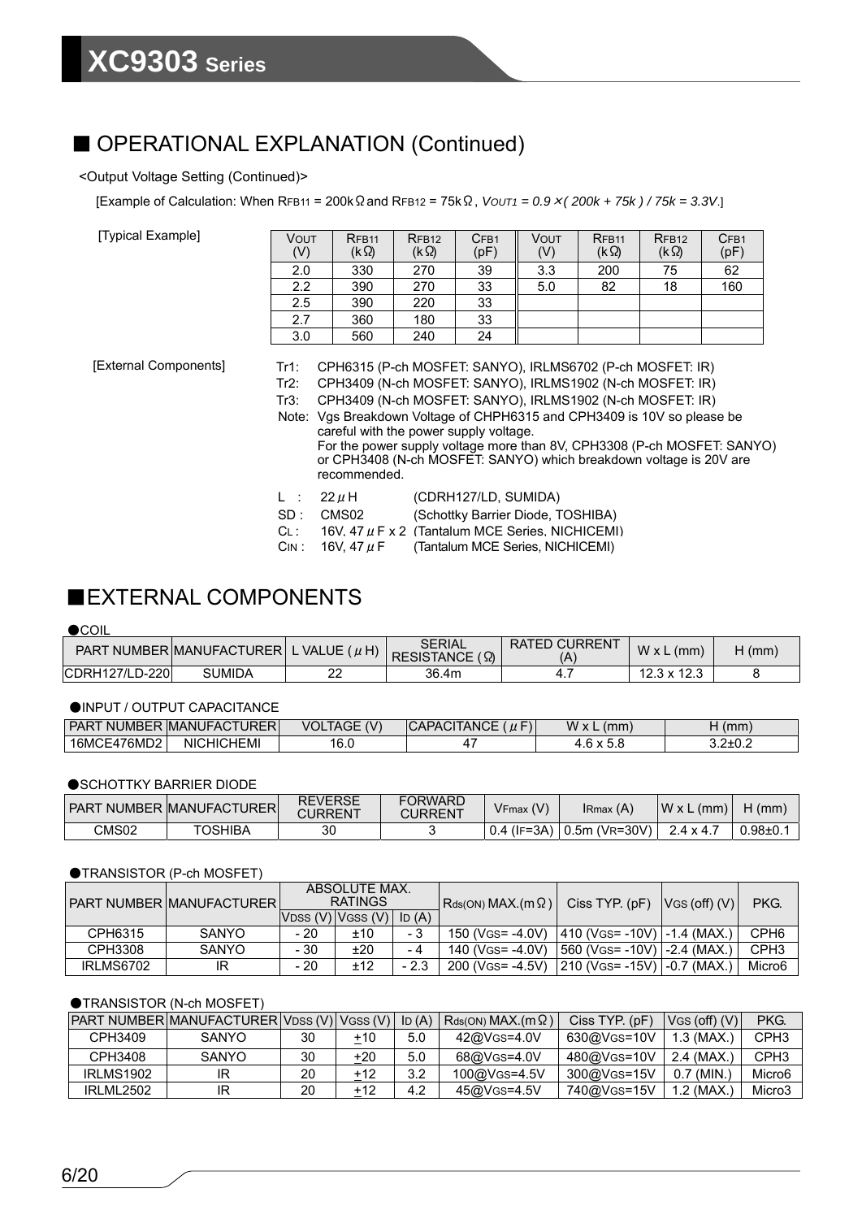## ■ OPERATIONAL EXPLANATION (Continued)

<Output Voltage Setting (Continued)>

[Example of Calculation: When $R_{FB11}$ = 200kΩ and $R_{FB12}$ = 75kΩ, $V_{OUT1} = 0.9 \times (200k + 75k) / 75k = 3.3V$.]

[Typical Example]

| $V_{OUT}$ (V) | $R_{FB11}$ (kΩ) | $R_{FB12}$ (kΩ) | $C_{FB1}$ (pF) | $V_{OUT}$ (V) | $R_{FB11}$ (kΩ) | $R_{FB12}$ (kΩ) | $C_{FB1}$ (pF) |
|---|---|---|---|---|---|---|---|
| 2.0 | 330 | 270 | 39 | 3.3 | 200 | 75 | 62 |
| 2.2 | 390 | 270 | 33 | 5.0 | 82 | 18 | 160 |
| 2.5 | 390 | 220 | 33 | | | | |
| 2.7 | 360 | 180 | 33 | | | | |
| 3.0 | 560 | 240 | 24 | | | | |

[External Components]

Tr1: CPH6315 (P-ch MOSFET: SANYO), IRLMS6702 (P-ch MOSFET: IR)
Tr2: CPH3409 (N-ch MOSFET: SANYO), IRLMS1902 (N-ch MOSFET: IR)
Tr3: CPH3409 (N-ch MOSFET: SANYO), IRLMS1902 (N-ch MOSFET: IR)
Note: Vgs Breakdown Voltage of CHPH6315 and CPH3409 is 10V so please be careful with the power supply voltage.
For the power supply voltage more than 8V, CPH3308 (P-ch MOSFET: SANYO) or CPH3408 (N-ch MOSFET: SANYO) which breakdown voltage is 20V are recommended.

L : 22μH (CDRH127/LD, SUMIDA)
SD : CMS02 (Schottky Barrier Diode, TOSHIBA)
$C_L$ : 16V, 47μF x 2 (Tantalum MCE Series, NICHICEMI)
$C_{IN}$ : 16V, 47μF (Tantalum MCE Series, NICHICEMI)

## ■EXTERNAL COMPONENTS

●COIL

| PART NUMBER | MANUFACTURER | L VALUE (μH) | SERIAL RESISTANCE (Ω) | RATED CURRENT (A) | W x L (mm) | H (mm) |
|---|---|---|---|---|---|---|
| CDRH127/LD-220 | SUMIDA | 22 | 36.4m | 4.7 | 12.3 x 12.3 | 8 |

●INPUT / OUTPUT CAPACITANCE

| PART NUMBER | MANUFACTURER | VOLTAGE (V) | CAPACITANCE (μF) | W x L (mm) | H (mm) |
|---|---|---|---|---|---|
| 16MCE476MD2 | NICHICHEMI | 16.0 | 47 | 4.6 x 5.8 | 3.2±0.2 |

●SCHOTTKY BARRIER DIODE

| PART NUMBER | MANUFACTURER | REVERSE CURRENT | FORWARD CURRENT | $V_{Fmax}$ (V) | $I_{Rmax}$ (A) | W x L (mm) | H (mm) |
|---|---|---|---|---|---|---|---|
| CMS02 | TOSHIBA | 30 | 3 | 0.4 ($I_F$=3A) | 0.5m ($V_R$=30V) | 2.4 x 4.7 | 0.98±0.1 |

●TRANSISTOR (P-ch MOSFET)

| PART NUMBER | MANUFACTURER | ABSOLUTE MAX. RATINGS | | | $R_{ds(ON)}$ MAX.(mΩ) | Ciss TYP. (pF) | $V_{GS}$ (off) (V) | PKG. |
|---|---|---|---|---|---|---|---|---|
| | | $V_{DSS}$ (V) | $V_{GSS}$ (V) | $I_D$ (A) | | | | |
| CPH6315 | SANYO | - 20 | ±10 | - 3 | 150 ($V_{GS}$= -4.0V) | 410 ($V_{GS}$= -10V) | -1.4 (MAX.) | CPH6 |
| CPH3308 | SANYO | - 30 | ±20 | - 4 | 140 ($V_{GS}$= -4.0V) | 560 ($V_{GS}$= -10V) | -2.4 (MAX.) | CPH3 |
| IRLMS6702 | IR | - 20 | ±12 | - 2.3 | 200 ($V_{GS}$= -4.5V) | 210 ($V_{GS}$= -15V) | -0.7 (MAX.) | Micro6 |

●TRANSISTOR (N-ch MOSFET)

| PART NUMBER | MANUFACTURER | $V_{DSS}$ (V) | $V_{GSS}$ (V) | $I_D$ (A) | $R_{ds(ON)}$ MAX.(mΩ) | Ciss TYP. (pF) | $V_{GS}$ (off) (V) | PKG. |
|---|---|---|---|---|---|---|---|---|
| CPH3409 | SANYO | 30 | ±10 | 5.0 | 42@$V_{GS}$=4.0V | 630@$V_{GS}$=10V | 1.3 (MAX.) | CPH3 |
| CPH3408 | SANYO | 30 | ±20 | 5.0 | 68@$V_{GS}$=4.0V | 480@$V_{GS}$=10V | 2.4 (MAX.) | CPH3 |
| IRLMS1902 | IR | 20 | ±12 | 3.2 | 100@$V_{GS}$=4.5V | 300@$V_{GS}$=15V | 0.7 (MIN.) | Micro6 |
| IRLML2502 | IR | 20 | ±12 | 4.2 | 45@$V_{GS}$=4.5V | 740@$V_{GS}$=15V | 1.2 (MAX.) | Micro3 |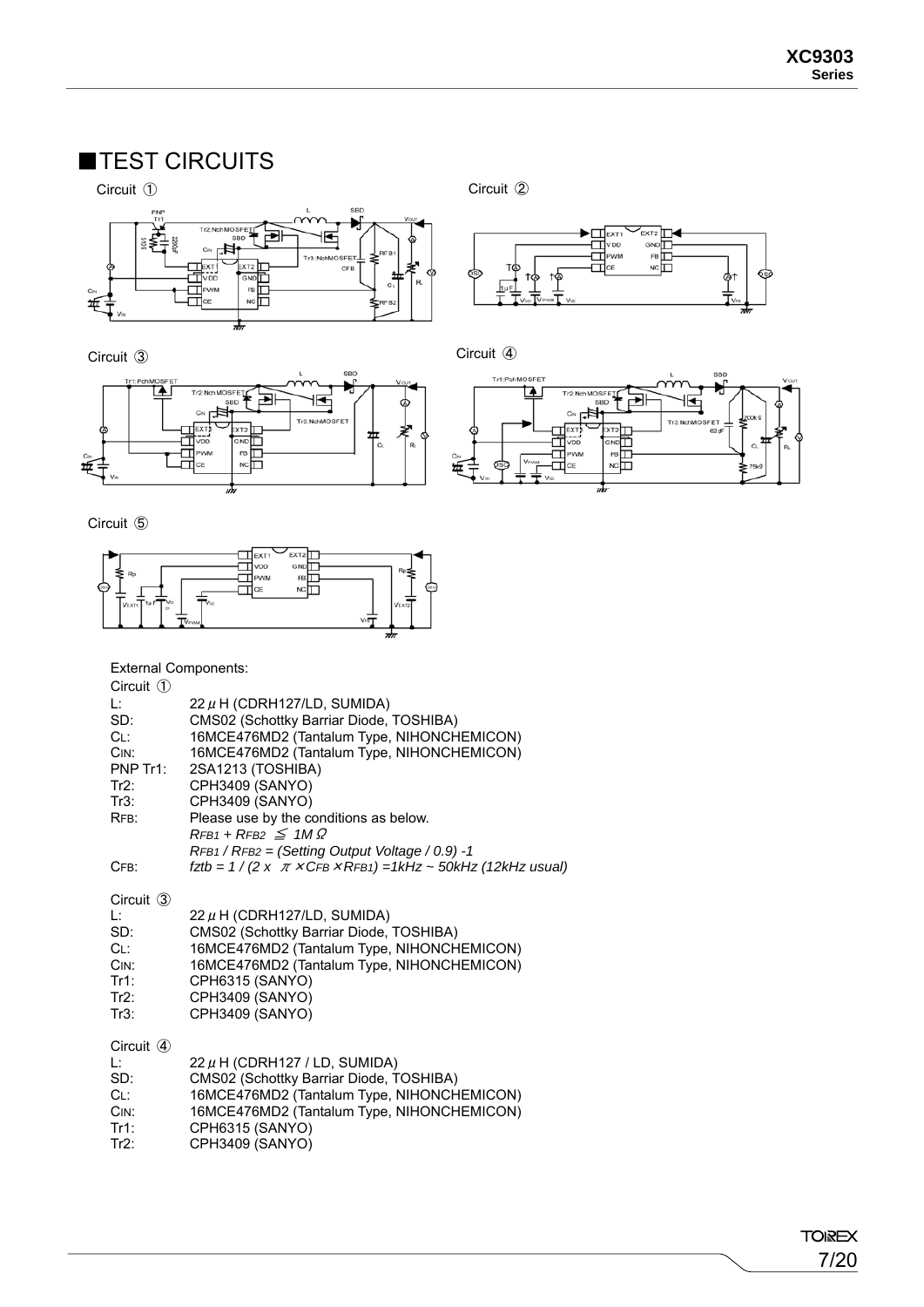## ■TEST CIRCUITS

Circuit ①

Circuit ②

Circuit ③

Circuit ④

Circuit ⑤

External Components:

Circuit ①

| | |
|---|---|
| L: | 22 μH (CDRH127/LD, SUMIDA) |
| SD: | CMS02 (Schottky Barriar Diode, TOSHIBA) |
| $C_L$: | 16MCE476MD2 (Tantalum Type, NIHONCHEMICON) |
| $C_{IN}$: | 16MCE476MD2 (Tantalum Type, NIHONCHEMICON) |
| PNP Tr1: | 2SA1213 (TOSHIBA) |
| Tr2: | CPH3409 (SANYO) |
| Tr3: | CPH3409 (SANYO) |
| $R_{FB}$: | Please use by the conditions as below. |
| | $R_{FB1} + R_{FB2} \leqq 1M\Omega$ |
| | $R_{FB1} / R_{FB2}$ = (Setting Output Voltage / 0.9) -1 |
| $C_{FB}$: | $fztb = 1 / (2 \times \pi \times C_{FB} \times R_{FB1})$ =1kHz ~ 50kHz (12kHz usual) |

Circuit ③

| | |
|---|---|
| L: | 22 μH (CDRH127/LD, SUMIDA) |
| SD: | CMS02 (Schottky Barriar Diode, TOSHIBA) |
| $C_L$: | 16MCE476MD2 (Tantalum Type, NIHONCHEMICON) |
| $C_{IN}$: | 16MCE476MD2 (Tantalum Type, NIHONCHEMICON) |
| Tr1: | CPH6315 (SANYO) |
| Tr2: | CPH3409 (SANYO) |
| Tr3: | CPH3409 (SANYO) |

Circuit ④

| | |
|---|---|
| L: | 22 μH (CDRH127 / LD, SUMIDA) |
| SD: | CMS02 (Schottky Barriar Diode, TOSHIBA) |
| $C_L$: | 16MCE476MD2 (Tantalum Type, NIHONCHEMICON) |
| $C_{IN}$: | 16MCE476MD2 (Tantalum Type, NIHONCHEMICON) |
| Tr1: | CPH6315 (SANYO) |
| Tr2: | CPH3409 (SANYO) |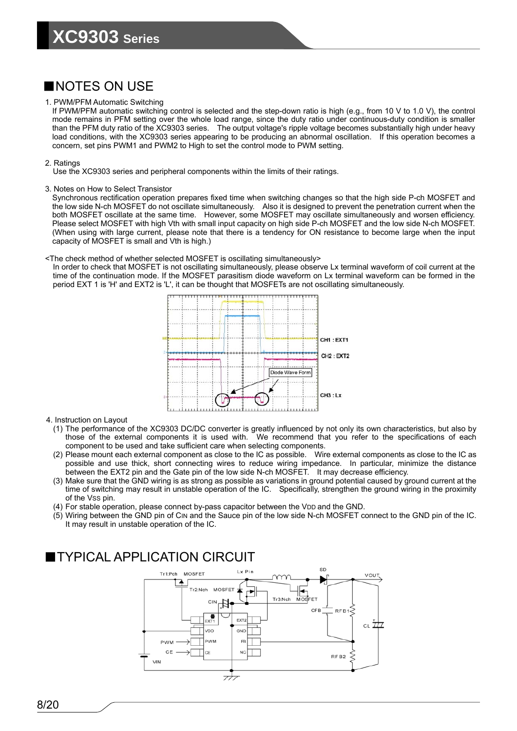## ■NOTES ON USE

1. PWM/PFM Automatic Switching
   If PWM/PFM automatic switching control is selected and the step-down ratio is high (e.g., from 10 V to 1.0 V), the control mode remains in PFM setting over the whole load range, since the duty ratio under continuous-duty condition is smaller than the PFM duty ratio of the XC9303 series. The output voltage's ripple voltage becomes substantially high under heavy load conditions, with the XC9303 series appearing to be producing an abnormal oscillation. If this operation becomes a concern, set pins PWM1 and PWM2 to High to set the control mode to PWM setting.

2. Ratings
   Use the XC9303 series and peripheral components within the limits of their ratings.

3. Notes on How to Select Transistor
   Synchronous rectification operation prepares fixed time when switching changes so that the high side P-ch MOSFET and the low side N-ch MOSFET do not oscillate simultaneously. Also it is designed to prevent the penetration current when the both MOSFET oscillate at the same time. However, some MOSFET may oscillate simultaneously and worsen efficiency. Please select MOSFET with high Vth with small input capacity on high side P-ch MOSFET and the low side N-ch MOSFET. (When using with large current, please note that there is a tendency for ON resistance to become large when the input capacity of MOSFET is small and Vth is high.)

<The check method of whether selected MOSFET is oscillating simultaneously>
In order to check that MOSFET is not oscillating simultaneously, please observe Lx terminal waveform of coil current at the time of the continuation mode. If the MOSFET parasitism diode waveform on Lx terminal waveform can be formed in the period EXT 1 is 'H' and EXT2 is 'L', it can be thought that MOSFETs are not oscillating simultaneously.

CH1 : EXT1
CH2 : EXT2
CH3 : Lx
Diode Wave Form

4. Instruction on Layout
   (1) The performance of the XC9303 DC/DC converter is greatly influenced by not only its own characteristics, but also by those of the external components it is used with. We recommend that you refer to the specifications of each component to be used and take sufficient care when selecting components.
   (2) Please mount each external component as close to the IC as possible. Wire external components as close to the IC as possible and use thick, short connecting wires to reduce wiring impedance. In particular, minimize the distance between the EXT2 pin and the Gate pin of the low side N-ch MOSFET. It may decrease efficiency.
   (3) Make sure that the GND wiring is as strong as possible as variations in ground potential caused by ground current at the time of switching may result in unstable operation of the IC. Specifically, strengthen the ground wiring in the proximity of the $V_{SS}$ pin.
   (4) For stable operation, please connect by-pass capacitor between the $V_{DD}$ and the GND.
   (5) Wiring between the GND pin of $C_{IN}$ and the Sauce pin of the low side N-ch MOSFET connect to the GND pin of the IC. It may result in unstable operation of the IC.

## ■TYPICAL APPLICATION CIRCUIT

Tr1:Pch MOSFET, Tr2:Nch MOSFET, Tr3:Nch MOSFET, Lx Pin, SD, VOUT, CIN, CFB, RFB1, RFB2, CL, EXT1, VDD, PWM, CE, EXT2, GND, FB, NC, VIN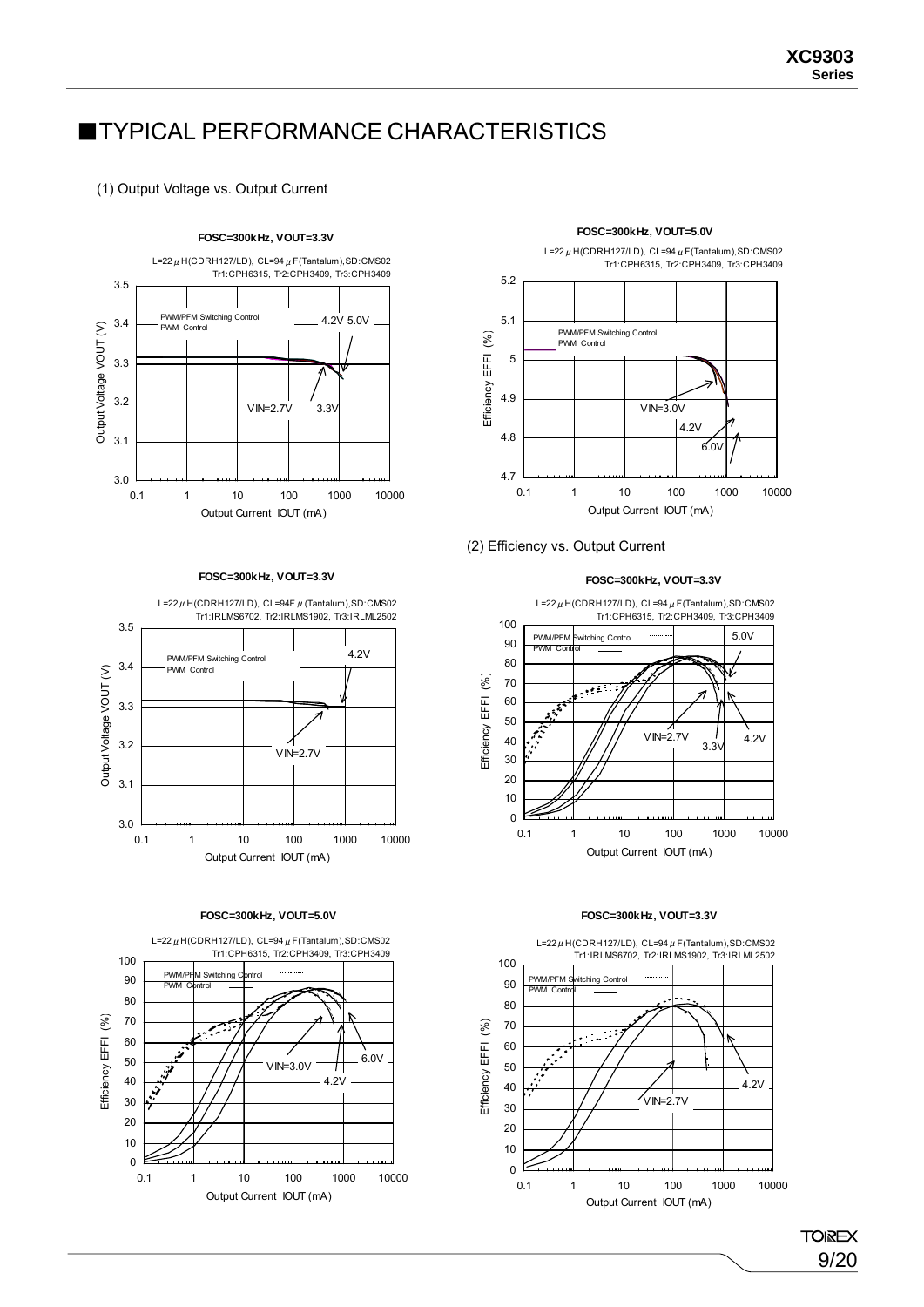# ■TYPICAL PERFORMANCE CHARACTERISTICS

(1) Output Voltage vs. Output Current

**FOSC=300kHz, VOUT=3.3V**

L=22μH(CDRH127/LD), CL=94μF(Tantalum),SD:CMS02
Tr1:CPH6315, Tr2:CPH3409, Tr3:CPH3409

PWM/PFM Switching Control
PWM Control

4.2V 5.0V
VIN=2.7V 3.3V

Output Voltage VOUT (V)
Output Current IOUT (mA)

**FOSC=300kHz, VOUT=5.0V**

L=22μH(CDRH127/LD), CL=94μF(Tantalum),SD:CMS02
Tr1:CPH6315, Tr2:CPH3409, Tr3:CPH3409

PWM/PFM Switching Control
PWM Control

VIN=3.0V
4.2V
6.0V

Efficiency EFFI (%)
Output Current IOUT (mA)

**FOSC=300kHz, VOUT=3.3V**

L=22μH(CDRH127/LD), CL=94F μ(Tantalum),SD:CMS02
Tr1:IRLMS6702, Tr2:IRLMS1902, Tr3:IRLML2502

PWM/PFM Switching Control
PWM Control

4.2V
VIN=2.7V

Output Voltage VOUT (V)
Output Current IOUT (mA)

(2) Efficiency vs. Output Current

**FOSC=300kHz, VOUT=3.3V**

L=22μH(CDRH127/LD), CL=94μF(Tantalum),SD:CMS02
Tr1:CPH6315, Tr2:CPH3409, Tr3:CPH3409

PWM/PFM Switching Control
PWM Control

5.0V
VIN=2.7V
3.3V
4.2V

Efficiency EFFI (%)
Output Current IOUT (mA)

**FOSC=300kHz, VOUT=5.0V**

L=22μH(CDRH127/LD), CL=94μF(Tantalum),SD:CMS02
Tr1:CPH6315, Tr2:CPH3409, Tr3:CPH3409

PWM/PFM Switching Control
PWM Control

6.0V
VIN=3.0V
4.2V

Efficiency EFFI (%)
Output Current IOUT (mA)

**FOSC=300kHz, VOUT=3.3V**

L=22μH(CDRH127/LD), CL=94μF(Tantalum),SD:CMS02
Tr1:IRLMS6702, Tr2:IRLMS1902, Tr3:IRLML2502

PWM/PFM Switching Control
PWM Control

4.2V
VIN=2.7V

Efficiency EFFI (%)
Output Current IOUT (mA)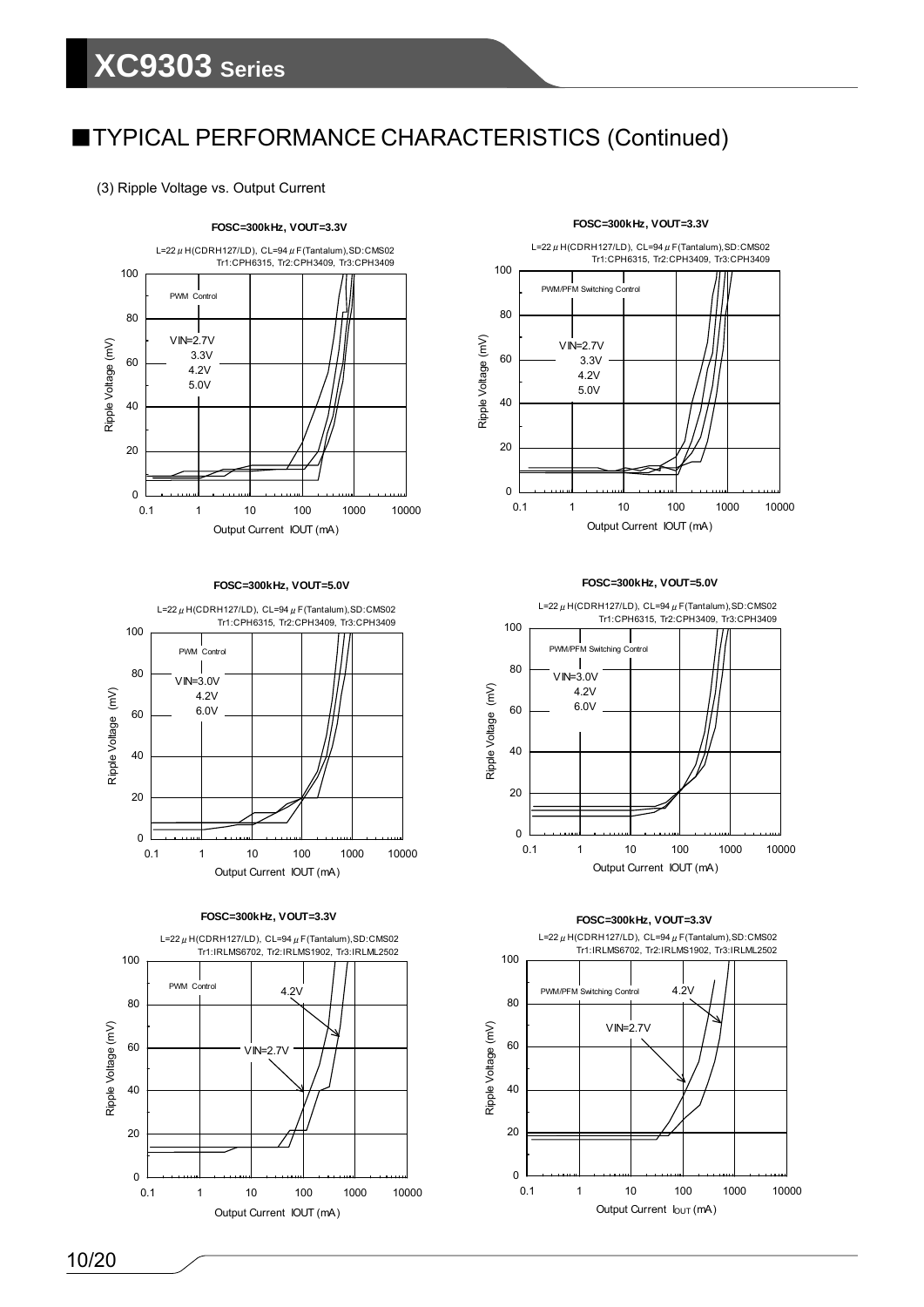## ■TYPICAL PERFORMANCE CHARACTERISTICS (Continued)

(3) Ripple Voltage vs. Output Current

**FOSC=300kHz, VOUT=3.3V**

L=22$\mu$H(CDRH127/LD), CL=94$\mu$F(Tantalum),SD:CMS02
Tr1:CPH6315, Tr2:CPH3409, Tr3:CPH3409

PWM Control

VIN=2.7V
3.3V
4.2V
5.0V

Ripple Voltage (mV)

Output Current IOUT (mA)

**FOSC=300kHz, VOUT=3.3V**

L=22$\mu$H(CDRH127/LD), CL=94$\mu$F(Tantalum),SD:CMS02
Tr1:CPH6315, Tr2:CPH3409, Tr3:CPH3409

PWM/PFM Switching Control

VIN=2.7V
3.3V
4.2V
5.0V

Ripple Voltage (mV)

Output Current IOUT (mA)

**FOSC=300kHz, VOUT=5.0V**

L=22$\mu$H(CDRH127/LD), CL=94$\mu$F(Tantalum),SD:CMS02
Tr1:CPH6315, Tr2:CPH3409, Tr3:CPH3409

PWM Control

VIN=3.0V
4.2V
6.0V

Ripple Voltage (mV)

Output Current IOUT (mA)

**FOSC=300kHz, VOUT=5.0V**

L=22$\mu$H(CDRH127/LD), CL=94$\mu$F(Tantalum),SD:CMS02
Tr1:CPH6315, Tr2:CPH3409, Tr3:CPH3409

PWM/PFM Switching Control

VIN=3.0V
4.2V
6.0V

Ripple Voltage (mV)

Output Current IOUT (mA)

**FOSC=300kHz, VOUT=3.3V**

L=22$\mu$H(CDRH127/LD), CL=94$\mu$F(Tantalum),SD:CMS02
Tr1:IRLMS6702, Tr2:IRLMS1902, Tr3:IRLML2502

PWM Control

4.2V

VIN=2.7V

Ripple Voltage (mV)

Output Current IOUT (mA)

**FOSC=300kHz, VOUT=3.3V**

L=22$\mu$H(CDRH127/LD), CL=94$\mu$F(Tantalum),SD:CMS02
Tr1:IRLMS6702, Tr2:IRLMS1902, Tr3:IRLML2502

PWM/PFM Switching Control

4.2V

VIN=2.7V

Ripple Voltage (mV)

Output Current $I_{OUT}$ (mA)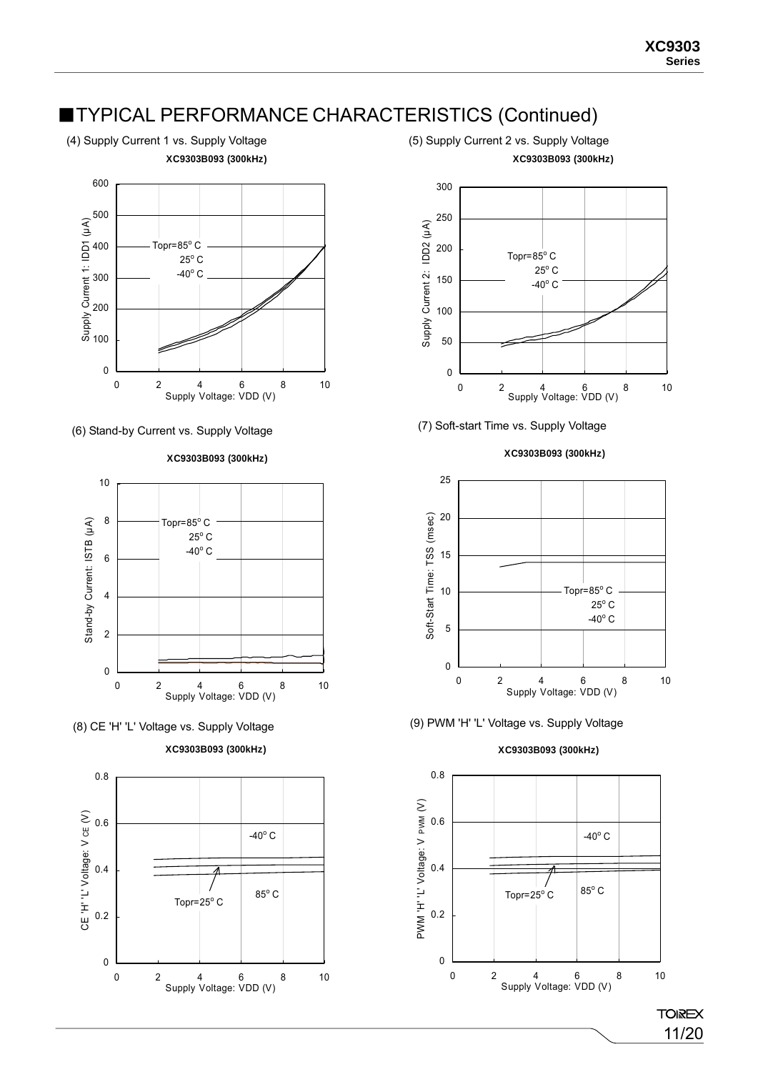## ■TYPICAL PERFORMANCE CHARACTERISTICS (Continued)

(4) Supply Current 1 vs. Supply Voltage

**XC9303B093 (300kHz)**

Supply Current 1: IDD1 (μA)

Topr=85°C
25°C
-40°C

Supply Voltage: VDD (V)

(5) Supply Current 2 vs. Supply Voltage

**XC9303B093 (300kHz)**

Supply Current 2: IDD2 (μA)

Topr=85°C
25°C
-40°C

Supply Voltage: VDD (V)

(6) Stand-by Current vs. Supply Voltage

**XC9303B093 (300kHz)**

Stand-by Current: ISTB (μA)

Topr=85°C
25°C
-40°C

Supply Voltage: VDD (V)

(7) Soft-start Time vs. Supply Voltage

**XC9303B093 (300kHz)**

Soft-Start Time: TSS (msec)

Topr=85°C
25°C
-40°C

Supply Voltage: VDD (V)

(8) CE 'H' 'L' Voltage vs. Supply Voltage

**XC9303B093 (300kHz)**

CE 'H' 'L' Voltage: V CE (V)

-40°C
Topr=25°C
85°C

Supply Voltage: VDD (V)

(9) PWM 'H' 'L' Voltage vs. Supply Voltage

**XC9303B093 (300kHz)**

PWM 'H' 'L' Voltage: V PWM (V)

-40°C
Topr=25°C
85°C

Supply Voltage: VDD (V)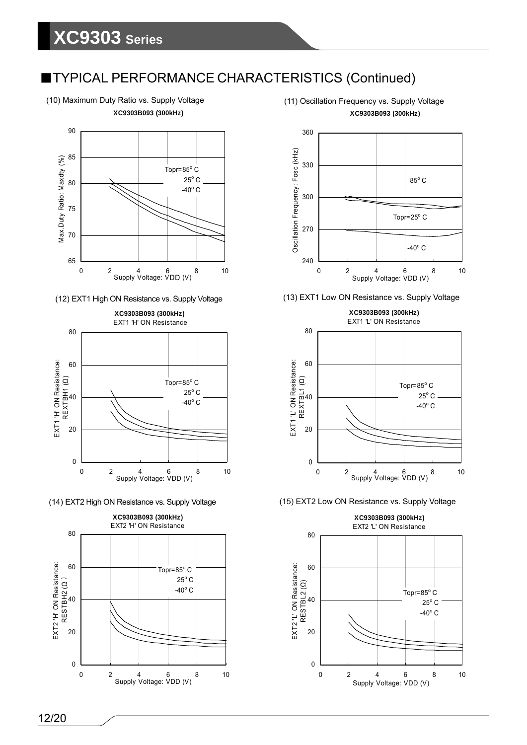## TYPICAL PERFORMANCE CHARACTERISTICS (Continued)

(10) Maximum Duty Ratio vs. Supply Voltage

**XC9303B093 (300kHz)**

(11) Oscillation Frequency vs. Supply Voltage

**XC9303B093 (300kHz)**

(12) EXT1 High ON Resistance vs. Supply Voltage

**XC9303B093 (300kHz)**

EXT1 'H' ON Resistance

(13) EXT1 Low ON Resistance vs. Supply Voltage

**XC9303B093 (300kHz)**

EXT1 'L' ON Resistance

(14) EXT2 High ON Resistance vs. Supply Voltage

**XC9303B093 (300kHz)**

EXT2 'H' ON Resistance

(15) EXT2 Low ON Resistance vs. Supply Voltage

**XC9303B093 (300kHz)**

EXT2 'L' ON Resistance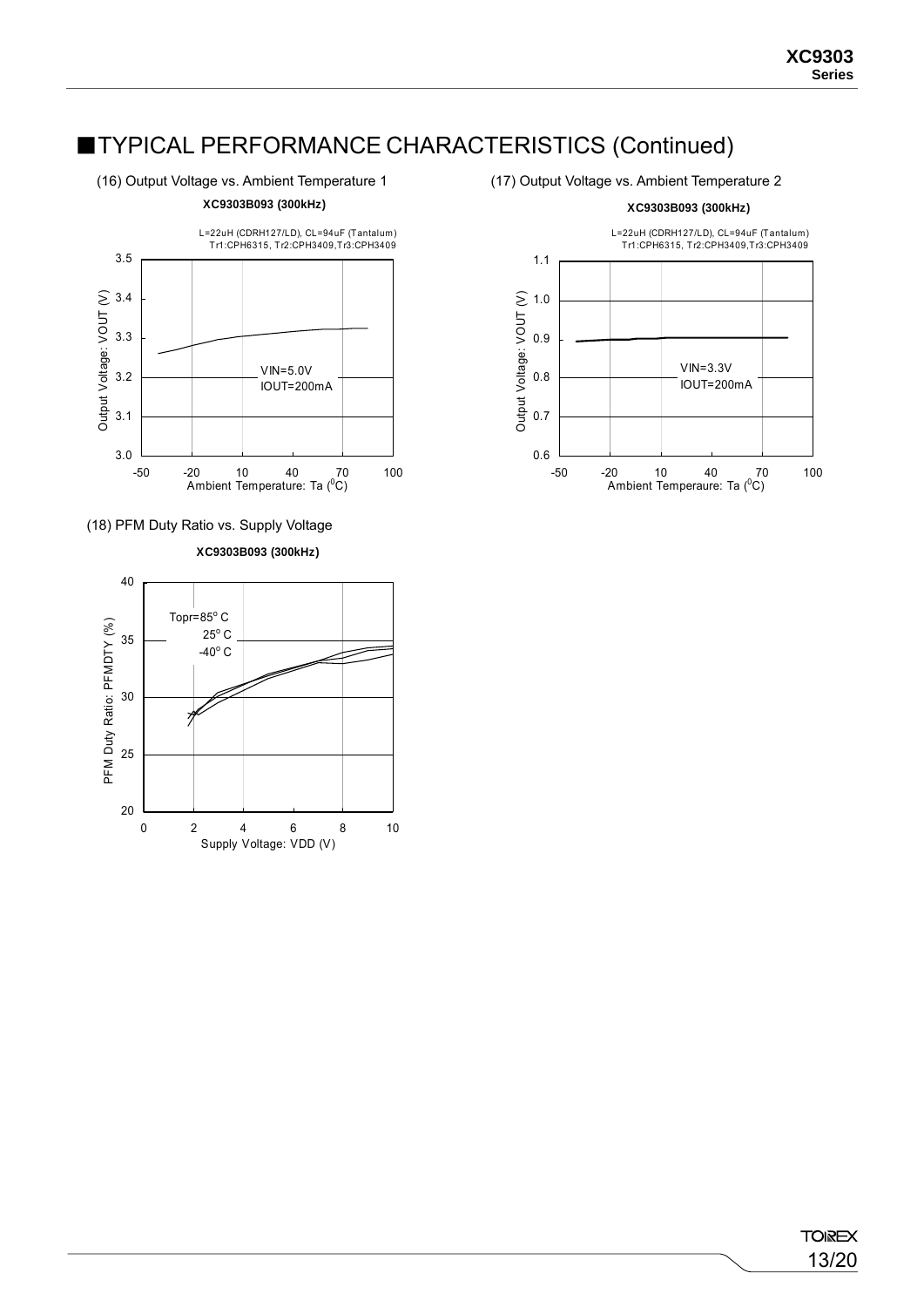## ■TYPICAL PERFORMANCE CHARACTERISTICS (Continued)

(16) Output Voltage vs. Ambient Temperature 1

**XC9303B093 (300kHz)**

L=22uH (CDRH127/LD), CL=94uF (Tantalum)
Tr1:CPH6315, Tr2:CPH3409,Tr3:CPH3409

VIN=5.0V
IOUT=200mA

Output Voltage: VOUT (V)

Ambient Temperature: Ta (°C)

(17) Output Voltage vs. Ambient Temperature 2

**XC9303B093 (300kHz)**

L=22uH (CDRH127/LD), CL=94uF (Tantalum)
Tr1:CPH6315, Tr2:CPH3409,Tr3:CPH3409

VIN=3.3V
IOUT=200mA

Output Voltage: VOUT (V)

Ambient Temperaure: Ta (°C)

(18) PFM Duty Ratio vs. Supply Voltage

**XC9303B093 (300kHz)**

Topr=85°C
25°C
-40°C

PFM Duty Ratio: PFMDTY (%)

Supply Voltage: VDD (V)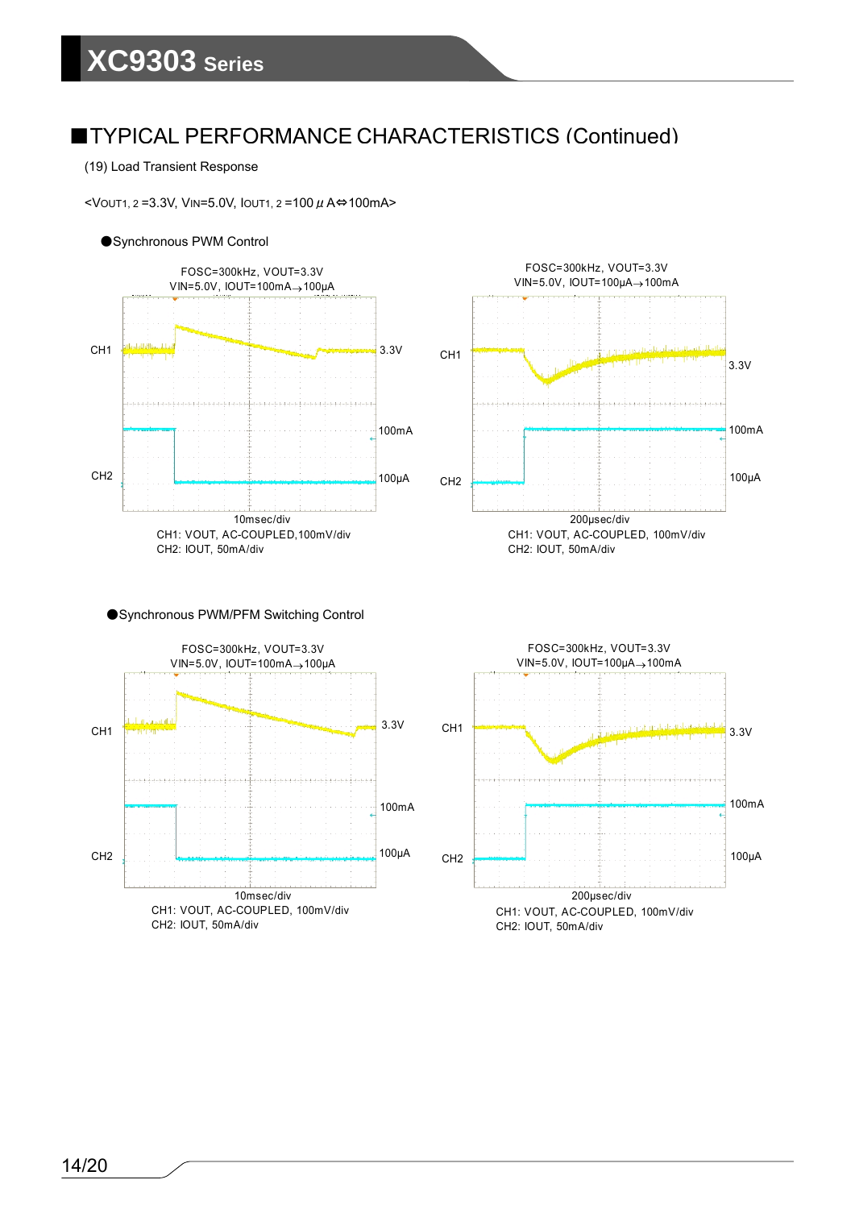## ■TYPICAL PERFORMANCE CHARACTERISTICS (Continued)

(19) Load Transient Response

<$V_{OUT1,\,2}$ =3.3V, $V_{IN}$=5.0V, $I_{OUT1,\,2}$ =100$\mu$A⇔100mA>

●Synchronous PWM Control

FOSC=300kHz, VOUT=3.3V
VIN=5.0V, IOUT=100mA→100μA

CH1 3.3V
CH2 100mA 100μA

10msec/div
CH1: VOUT, AC-COUPLED,100mV/div
CH2: IOUT, 50mA/div

FOSC=300kHz, VOUT=3.3V
VIN=5.0V, IOUT=100μA→100mA

CH1 3.3V
CH2 100mA 100μA

200μsec/div
CH1: VOUT, AC-COUPLED, 100mV/div
CH2: IOUT, 50mA/div

●Synchronous PWM/PFM Switching Control

FOSC=300kHz, VOUT=3.3V
VIN=5.0V, IOUT=100mA→100μA

CH1 3.3V
CH2 100mA 100μA

10msec/div
CH1: VOUT, AC-COUPLED, 100mV/div
CH2: IOUT, 50mA/div

FOSC=300kHz, VOUT=3.3V
VIN=5.0V, IOUT=100μA→100mA

CH1 3.3V
CH2 100mA 100μA

200μsec/div
CH1: VOUT, AC-COUPLED, 100mV/div
CH2: IOUT, 50mA/div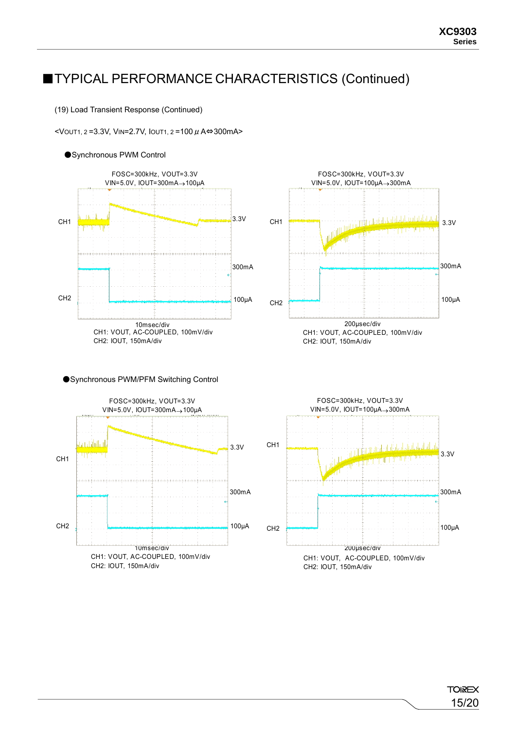## ■TYPICAL PERFORMANCE CHARACTERISTICS (Continued)

(19) Load Transient Response (Continued)

<$V_{OUT1,2}$ =3.3V, $V_{IN}$=2.7V, $I_{OUT1,2}$ =100 μA⇔300mA>

●Synchronous PWM Control

FOSC=300kHz, VOUT=3.3V
VIN=5.0V, IOUT=300mA→100μA

CH1 3.3V
CH2 300mA 100μA

10msec/div
CH1: VOUT, AC-COUPLED, 100mV/div
CH2: IOUT, 150mA/div

FOSC=300kHz, VOUT=3.3V
VIN=5.0V, IOUT=100μA→300mA

CH1 3.3V
CH2 300mA 100μA

200μsec/div
CH1: VOUT, AC-COUPLED, 100mV/div
CH2: IOUT, 150mA/div

●Synchronous PWM/PFM Switching Control

FOSC=300kHz, VOUT=3.3V
VIN=5.0V, IOUT=300mA→100μA

CH1 3.3V
CH2 300mA 100μA

10msec/div
CH1: VOUT, AC-COUPLED, 100mV/div
CH2: IOUT, 150mA/div

FOSC=300kHz, VOUT=3.3V
VIN=5.0V, IOUT=100μA→300mA

CH1 3.3V
CH2 300mA 100μA

200μsec/div
CH1: VOUT, AC-COUPLED, 100mV/div
CH2: IOUT, 150mA/div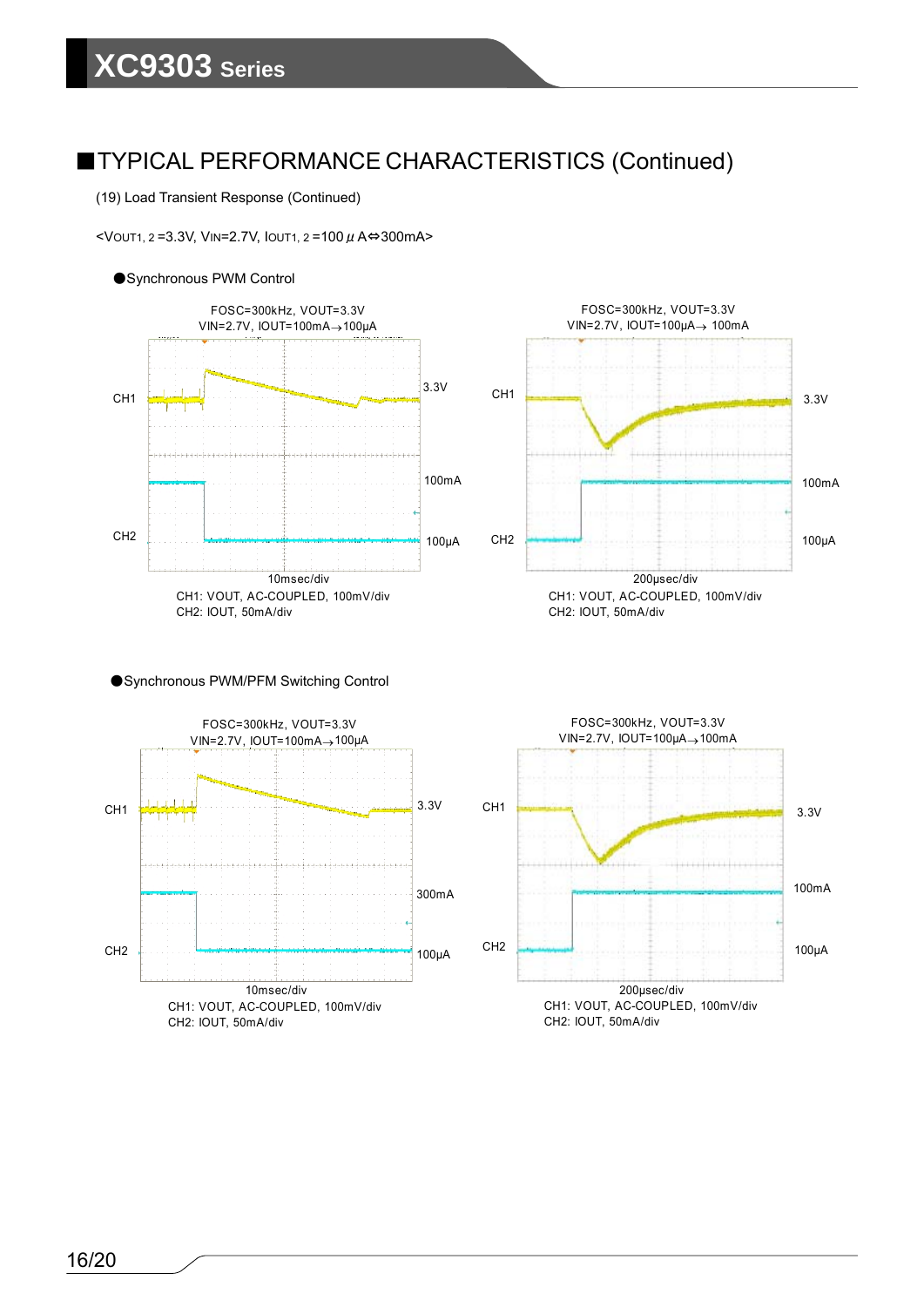## ■TYPICAL PERFORMANCE CHARACTERISTICS (Continued)

(19) Load Transient Response (Continued)

<$V_{OUT1,2}$ =3.3V, $V_{IN}$=2.7V, $I_{OUT1,2}$ =100$\mu$A⇔300mA>

●Synchronous PWM Control

FOSC=300kHz, VOUT=3.3V
VIN=2.7V, IOUT=100mA→100μA

CH1 3.3V
CH2 100mA 100μA

10msec/div
CH1: VOUT, AC-COUPLED, 100mV/div
CH2: IOUT, 50mA/div

FOSC=300kHz, VOUT=3.3V
VIN=2.7V, IOUT=100μA→ 100mA

CH1 3.3V
CH2 100mA 100μA

200μsec/div
CH1: VOUT, AC-COUPLED, 100mV/div
CH2: IOUT, 50mA/div

●Synchronous PWM/PFM Switching Control

FOSC=300kHz, VOUT=3.3V
VIN=2.7V, IOUT=100mA→100μA

CH1 3.3V
CH2 300mA 100μA

10msec/div
CH1: VOUT, AC-COUPLED, 100mV/div
CH2: IOUT, 50mA/div

FOSC=300kHz, VOUT=3.3V
VIN=2.7V, IOUT=100μA→100mA

CH1 3.3V
CH2 100mA 100μA

200μsec/div
CH1: VOUT, AC-COUPLED, 100mV/div
CH2: IOUT, 50mA/div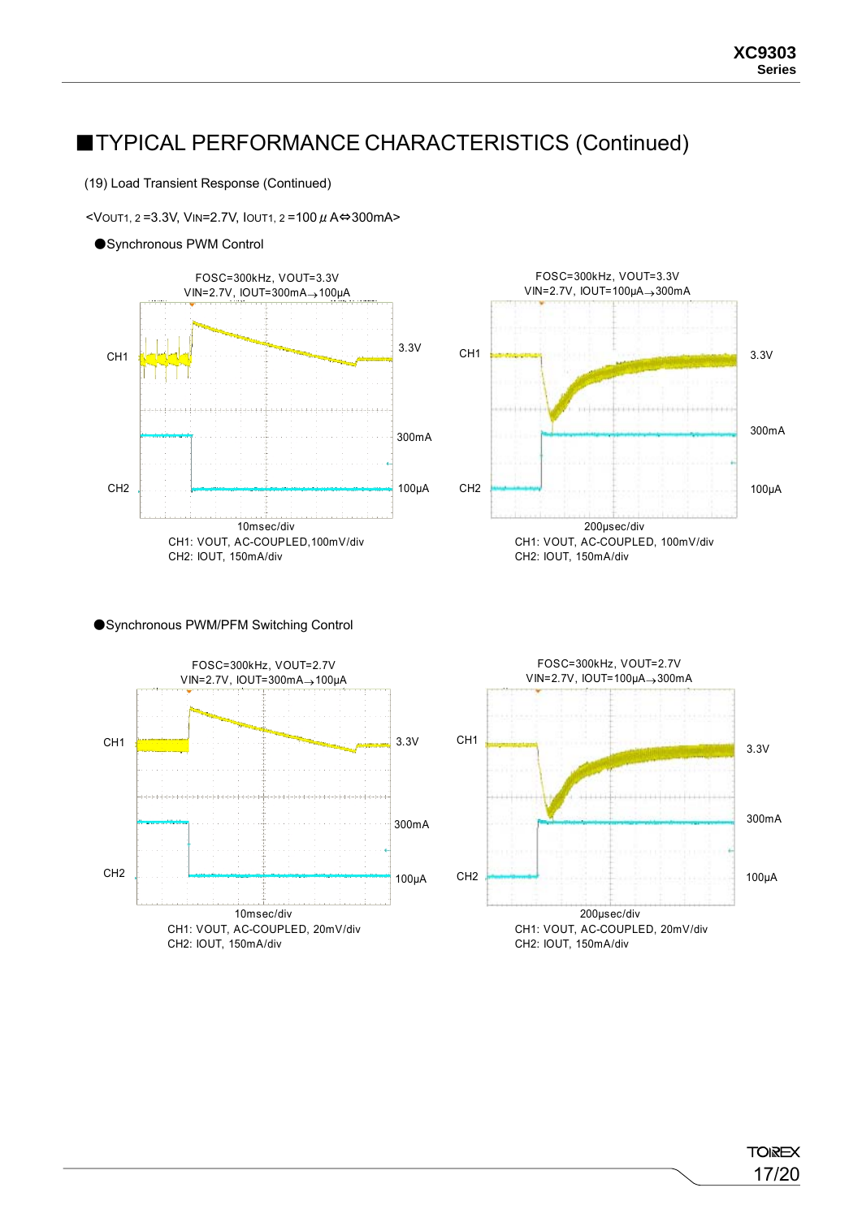## ■TYPICAL PERFORMANCE CHARACTERISTICS (Continued)

(19) Load Transient Response (Continued)

<$V_{OUT1,\,2}$=3.3V, $V_{IN}$=2.7V, $I_{OUT1,\,2}$=100μA⇔300mA>

●Synchronous PWM Control

FOSC=300kHz, VOUT=3.3V
VIN=2.7V, IOUT=300mA→100μA

CH1 3.3V
CH2 300mA 100μA

10msec/div
CH1: VOUT, AC-COUPLED,100mV/div
CH2: IOUT, 150mA/div

FOSC=300kHz, VOUT=3.3V
VIN=2.7V, IOUT=100μA→300mA

CH1 3.3V
CH2 300mA 100μA

200μsec/div
CH1: VOUT, AC-COUPLED, 100mV/div
CH2: IOUT, 150mA/div

●Synchronous PWM/PFM Switching Control

FOSC=300kHz, VOUT=2.7V
VIN=2.7V, IOUT=300mA→100μA

CH1 3.3V
CH2 300mA 100μA

10msec/div
CH1: VOUT, AC-COUPLED, 20mV/div
CH2: IOUT, 150mA/div

FOSC=300kHz, VOUT=2.7V
VIN=2.7V, IOUT=100μA→300mA

CH1 3.3V
CH2 300mA 100μA

200μsec/div
CH1: VOUT, AC-COUPLED, 20mV/div
CH2: IOUT, 150mA/div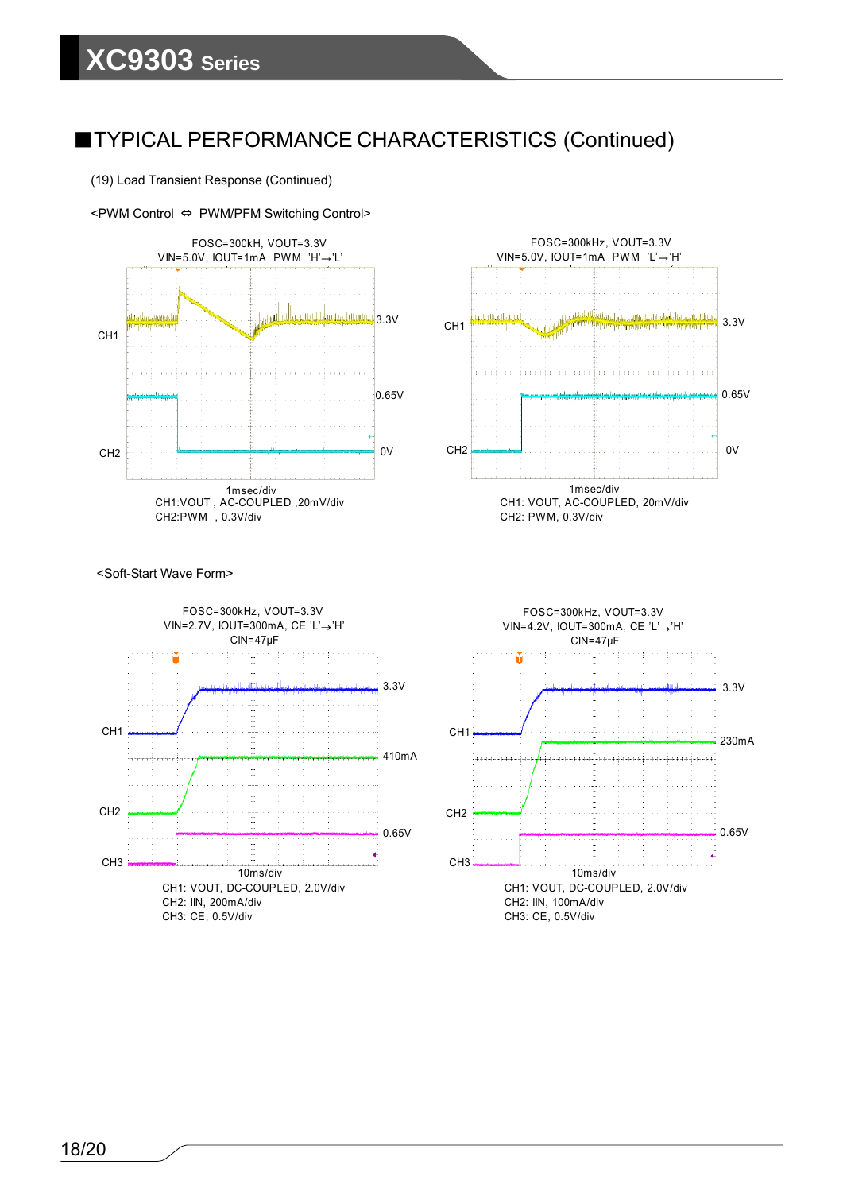## ■TYPICAL PERFORMANCE CHARACTERISTICS (Continued)

(19) Load Transient Response (Continued)

<PWM Control ⇔ PWM/PFM Switching Control>

FOSC=300kH, VOUT=3.3V
VIN=5.0V, IOUT=1mA PWM 'H'→'L'

CH1 3.3V
CH2 0.65V 0V

1msec/div
CH1:VOUT , AC-COUPLED ,20mV/div
CH2:PWM , 0.3V/div

FOSC=300kHz, VOUT=3.3V
VIN=5.0V, IOUT=1mA PWM 'L'→'H'

CH1 3.3V
CH2 0.65V 0V

1msec/div
CH1: VOUT, AC-COUPLED, 20mV/div
CH2: PWM, 0.3V/div

<Soft-Start Wave Form>

FOSC=300kHz, VOUT=3.3V
VIN=2.7V, IOUT=300mA, CE 'L'→'H'
CIN=47μF

CH1 3.3V
CH2 410mA
CH3 0.65V

10ms/div
CH1: VOUT, DC-COUPLED, 2.0V/div
CH2: IIN, 200mA/div
CH3: CE, 0.5V/div

FOSC=300kHz, VOUT=3.3V
VIN=4.2V, IOUT=300mA, CE 'L'→'H'
CIN=47μF

CH1 3.3V
CH2 230mA
CH3 0.65V

10ms/div
CH1: VOUT, DC-COUPLED, 2.0V/div
CH2: IIN, 100mA/div
CH3: CE, 0.5V/div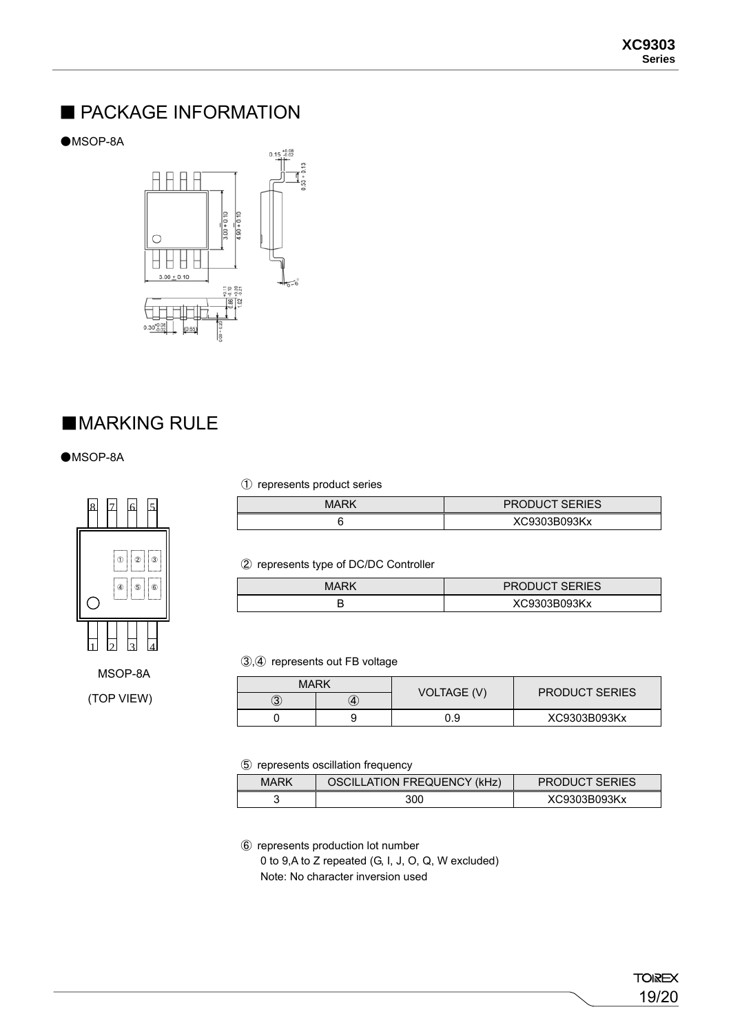## ■ PACKAGE INFORMATION

●MSOP-8A

## ■MARKING RULE

●MSOP-8A

MSOP-8A

(TOP VIEW)

① represents product series

| MARK | PRODUCT SERIES |
|---|---|
| 6 | XC9303B093Kx |

② represents type of DC/DC Controller

| MARK | PRODUCT SERIES |
|---|---|
| B | XC9303B093Kx |

③,④ represents out FB voltage

| MARK | | VOLTAGE (V) | PRODUCT SERIES |
|---|---|---|---|
| ③ | ④ | | |
| 0 | 9 | 0.9 | XC9303B093Kx |

⑤ represents oscillation frequency

| MARK | OSCILLATION FREQUENCY (kHz) | PRODUCT SERIES |
|---|---|---|
| 3 | 300 | XC9303B093Kx |

⑥ represents production lot number

0 to 9,A to Z repeated (G, I, J, O, Q, W excluded)

Note: No character inversion used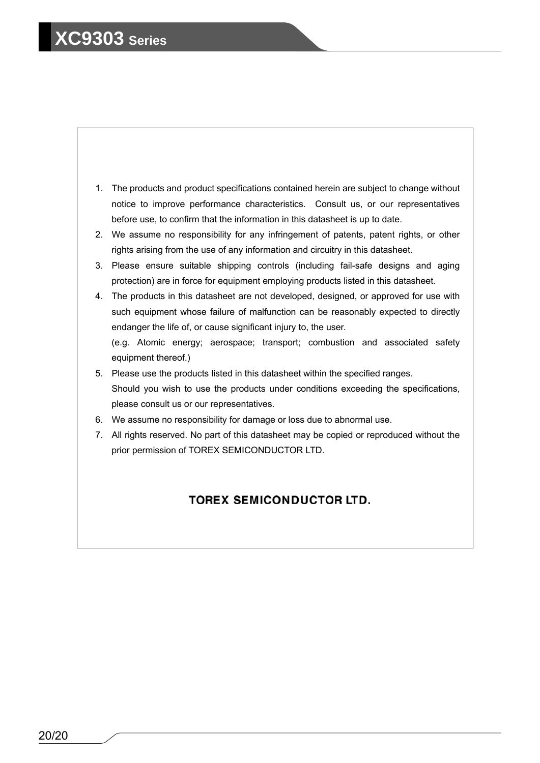1. The products and product specifications contained herein are subject to change without notice to improve performance characteristics. Consult us, or our representatives before use, to confirm that the information in this datasheet is up to date.
2. We assume no responsibility for any infringement of patents, patent rights, or other rights arising from the use of any information and circuitry in this datasheet.
3. Please ensure suitable shipping controls (including fail-safe designs and aging protection) are in force for equipment employing products listed in this datasheet.
4. The products in this datasheet are not developed, designed, or approved for use with such equipment whose failure of malfunction can be reasonably expected to directly endanger the life of, or cause significant injury to, the user.
   (e.g. Atomic energy; aerospace; transport; combustion and associated safety equipment thereof.)
5. Please use the products listed in this datasheet within the specified ranges.
   Should you wish to use the products under conditions exceeding the specifications, please consult us or our representatives.
6. We assume no responsibility for damage or loss due to abnormal use.
7. All rights reserved. No part of this datasheet may be copied or reproduced without the prior permission of TOREX SEMICONDUCTOR LTD.

**TOREX SEMICONDUCTOR LTD.**